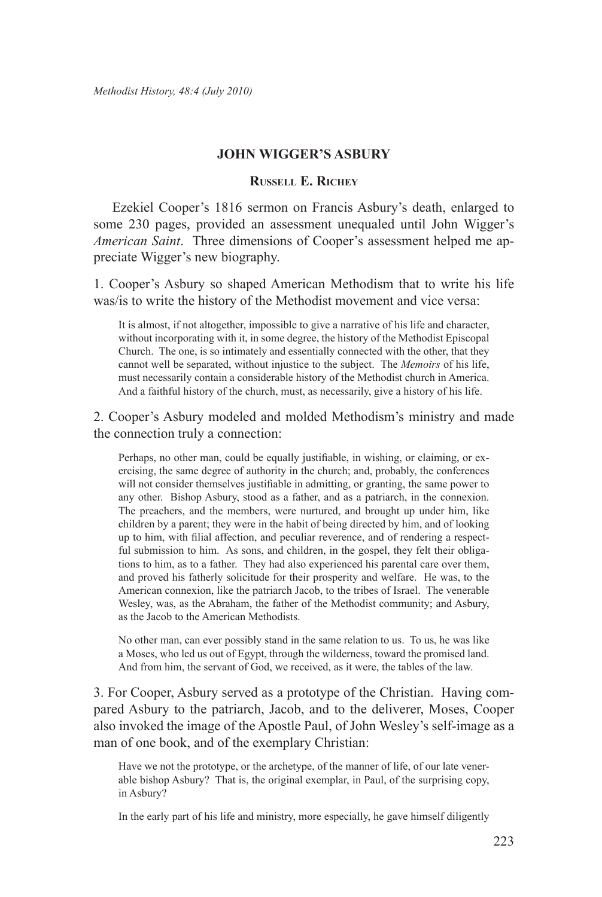# JOHN WIGGER'S ASBURY

**Russell E. Richey**

Ezekiel Cooper's 1816 sermon on Francis Asbury's death, enlarged to some 230 pages, provided an assessment unequaled until John Wigger's *American Saint*. Three dimensions of Cooper's assessment helped me appreciate Wigger's new biography.

1. Cooper's Asbury so shaped American Methodism that to write his life was/is to write the history of the Methodist movement and vice versa:

> It is almost, if not altogether, impossible to give a narrative of his life and character, without incorporating with it, in some degree, the history of the Methodist Episcopal Church. The one, is so intimately and essentially connected with the other, that they cannot well be separated, without injustice to the subject. The *Memoirs* of his life, must necessarily contain a considerable history of the Methodist church in America. And a faithful history of the church, must, as necessarily, give a history of his life.

2. Cooper's Asbury modeled and molded Methodism's ministry and made the connection truly a connection:

> Perhaps, no other man, could be equally justifiable, in wishing, or claiming, or exercising, the same degree of authority in the church; and, probably, the conferences will not consider themselves justifiable in admitting, or granting, the same power to any other. Bishop Asbury, stood as a father, and as a patriarch, in the connexion. The preachers, and the members, were nurtured, and brought up under him, like children by a parent; they were in the habit of being directed by him, and of looking up to him, with filial affection, and peculiar reverence, and of rendering a respectful submission to him. As sons, and children, in the gospel, they felt their obligations to him, as to a father. They had also experienced his parental care over them, and proved his fatherly solicitude for their prosperity and welfare. He was, to the American connexion, like the patriarch Jacob, to the tribes of Israel. The venerable Wesley, was, as the Abraham, the father of the Methodist community; and Asbury, as the Jacob to the American Methodists.
>
> No other man, can ever possibly stand in the same relation to us. To us, he was like a Moses, who led us out of Egypt, through the wilderness, toward the promised land. And from him, the servant of God, we received, as it were, the tables of the law.

3. For Cooper, Asbury served as a prototype of the Christian. Having compared Asbury to the patriarch, Jacob, and to the deliverer, Moses, Cooper also invoked the image of the Apostle Paul, of John Wesley's self-image as a man of one book, and of the exemplary Christian:

> Have we not the prototype, or the archetype, of the manner of life, of our late venerable bishop Asbury? That is, the original exemplar, in Paul, of the surprising copy, in Asbury?
>
> In the early part of his life and ministry, more especially, he gave himself diligently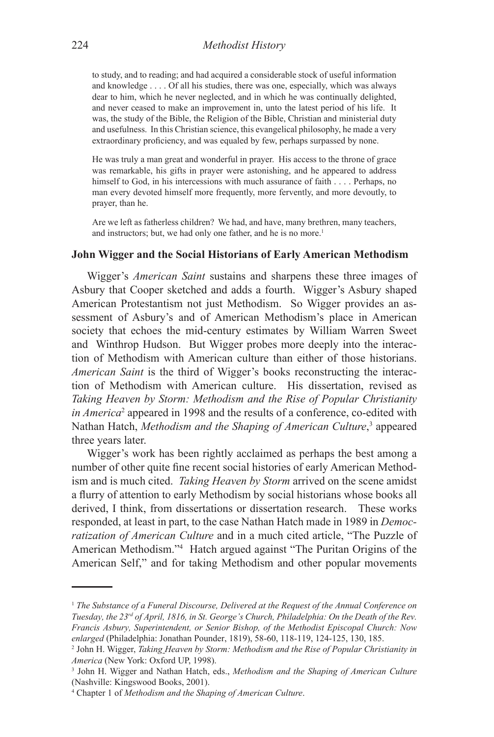> to study, and to reading; and had acquired a considerable stock of useful information and knowledge . . . . Of all his studies, there was one, especially, which was always dear to him, which he never neglected, and in which he was continually delighted, and never ceased to make an improvement in, unto the latest period of his life. It was, the study of the Bible, the Religion of the Bible, Christian and ministerial duty and usefulness. In this Christian science, this evangelical philosophy, he made a very extraordinary proficiency, and was equaled by few, perhaps surpassed by none.
>
> He was truly a man great and wonderful in prayer. His access to the throne of grace was remarkable, his gifts in prayer were astonishing, and he appeared to address himself to God, in his intercessions with much assurance of faith . . . . Perhaps, no man every devoted himself more frequently, more fervently, and more devoutly, to prayer, than he.
>
> Are we left as fatherless children? We had, and have, many brethren, many teachers, and instructors; but, we had only one father, and he is no more.[1]

### John Wigger and the Social Historians of Early American Methodism

Wigger's *American Saint* sustains and sharpens these three images of Asbury that Cooper sketched and adds a fourth. Wigger's Asbury shaped American Protestantism not just Methodism. So Wigger provides an assessment of Asbury's and of American Methodism's place in American society that echoes the mid-century estimates by William Warren Sweet and Winthrop Hudson. But Wigger probes more deeply into the interaction of Methodism with American culture than either of those historians. *American Saint* is the third of Wigger's books reconstructing the interaction of Methodism with American culture. His dissertation, revised as *Taking Heaven by Storm: Methodism and the Rise of Popular Christianity in America*[2] appeared in 1998 and the results of a conference, co-edited with Nathan Hatch, *Methodism and the Shaping of American Culture*,[3] appeared three years later.

Wigger's work has been rightly acclaimed as perhaps the best among a number of other quite fine recent social histories of early American Methodism and is much cited. *Taking Heaven by Storm* arrived on the scene amidst a flurry of attention to early Methodism by social historians whose books all derived, I think, from dissertations or dissertation research. These works responded, at least in part, to the case Nathan Hatch made in 1989 in *Democratization of American Culture* and in a much cited article, "The Puzzle of American Methodism."[4] Hatch argued against "The Puritan Origins of the American Self," and for taking Methodism and other popular movements

---

[1] *The Substance of a Funeral Discourse, Delivered at the Request of the Annual Conference on Tuesday, the 23rd of April, 1816, in St. George's Church, Philadelphia: On the Death of the Rev. Francis Asbury, Superintendent, or Senior Bishop, of the Methodist Episcopal Church: Now enlarged* (Philadelphia: Jonathan Pounder, 1819), 58-60, 118-119, 124-125, 130, 185.

[2] John H. Wigger, *Taking Heaven by Storm: Methodism and the Rise of Popular Christianity in America* (New York: Oxford UP, 1998).

[3] John H. Wigger and Nathan Hatch, eds., *Methodism and the Shaping of American Culture* (Nashville: Kingswood Books, 2001).

[4] Chapter 1 of *Methodism and the Shaping of American Culture*.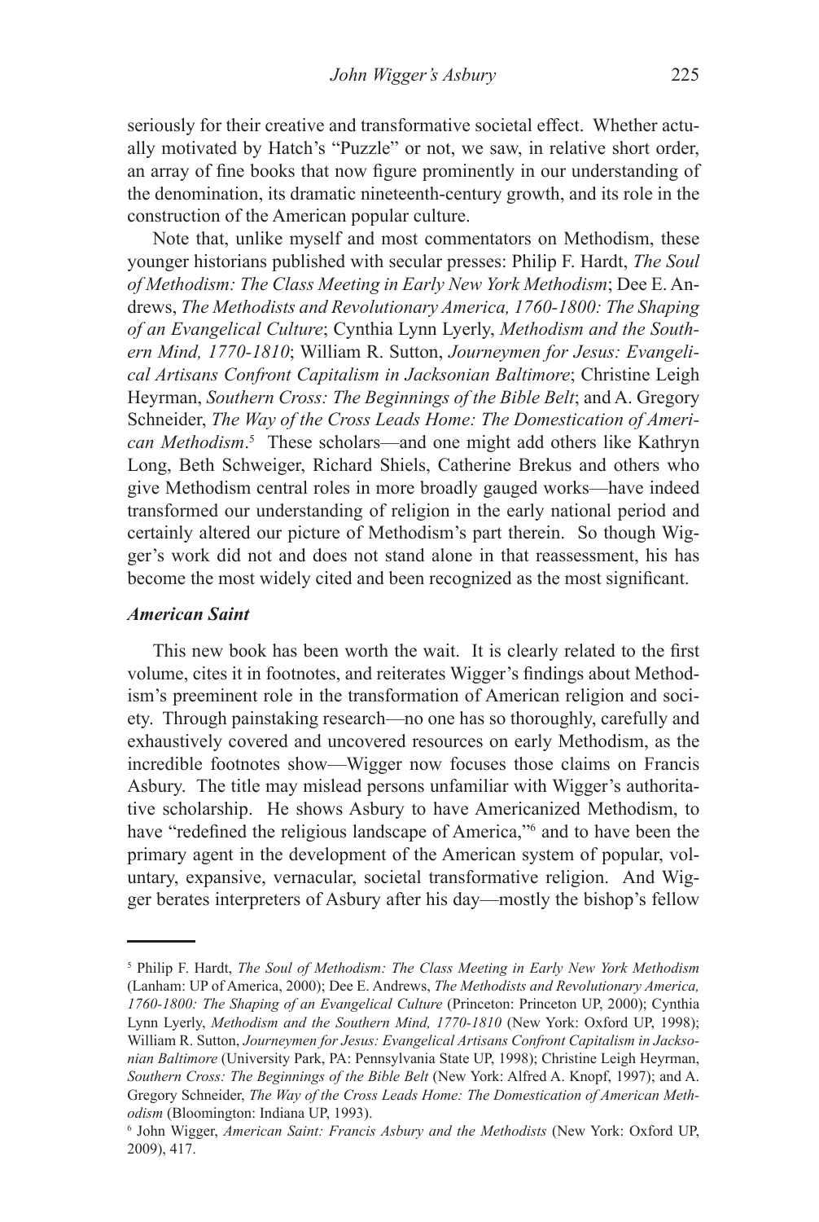seriously for their creative and transformative societal effect. Whether actually motivated by Hatch's "Puzzle" or not, we saw, in relative short order, an array of fine books that now figure prominently in our understanding of the denomination, its dramatic nineteenth-century growth, and its role in the construction of the American popular culture.

Note that, unlike myself and most commentators on Methodism, these younger historians published with secular presses: Philip F. Hardt, *The Soul of Methodism: The Class Meeting in Early New York Methodism*; Dee E. Andrews, *The Methodists and Revolutionary America, 1760-1800: The Shaping of an Evangelical Culture*; Cynthia Lynn Lyerly, *Methodism and the Southern Mind, 1770-1810*; William R. Sutton, *Journeymen for Jesus: Evangelical Artisans Confront Capitalism in Jacksonian Baltimore*; Christine Leigh Heyrman, *Southern Cross: The Beginnings of the Bible Belt*; and A. Gregory Schneider, *The Way of the Cross Leads Home: The Domestication of American Methodism*.[5] These scholars—and one might add others like Kathryn Long, Beth Schweiger, Richard Shiels, Catherine Brekus and others who give Methodism central roles in more broadly gauged works—have indeed transformed our understanding of religion in the early national period and certainly altered our picture of Methodism's part therein. So though Wigger's work did not and does not stand alone in that reassessment, his has become the most widely cited and been recognized as the most significant.

### *American Saint*

This new book has been worth the wait. It is clearly related to the first volume, cites it in footnotes, and reiterates Wigger's findings about Methodism's preeminent role in the transformation of American religion and society. Through painstaking research—no one has so thoroughly, carefully and exhaustively covered and uncovered resources on early Methodism, as the incredible footnotes show—Wigger now focuses those claims on Francis Asbury. The title may mislead persons unfamiliar with Wigger's authoritative scholarship. He shows Asbury to have Americanized Methodism, to have "redefined the religious landscape of America,"[6] and to have been the primary agent in the development of the American system of popular, voluntary, expansive, vernacular, societal transformative religion. And Wigger berates interpreters of Asbury after his day—mostly the bishop's fellow

---

[5] Philip F. Hardt, *The Soul of Methodism: The Class Meeting in Early New York Methodism* (Lanham: UP of America, 2000); Dee E. Andrews, *The Methodists and Revolutionary America, 1760-1800: The Shaping of an Evangelical Culture* (Princeton: Princeton UP, 2000); Cynthia Lynn Lyerly, *Methodism and the Southern Mind, 1770-1810* (New York: Oxford UP, 1998); William R. Sutton, *Journeymen for Jesus: Evangelical Artisans Confront Capitalism in Jacksonian Baltimore* (University Park, PA: Pennsylvania State UP, 1998); Christine Leigh Heyrman, *Southern Cross: The Beginnings of the Bible Belt* (New York: Alfred A. Knopf, 1997); and A. Gregory Schneider, *The Way of the Cross Leads Home: The Domestication of American Methodism* (Bloomington: Indiana UP, 1993).

[6] John Wigger, *American Saint: Francis Asbury and the Methodists* (New York: Oxford UP, 2009), 417.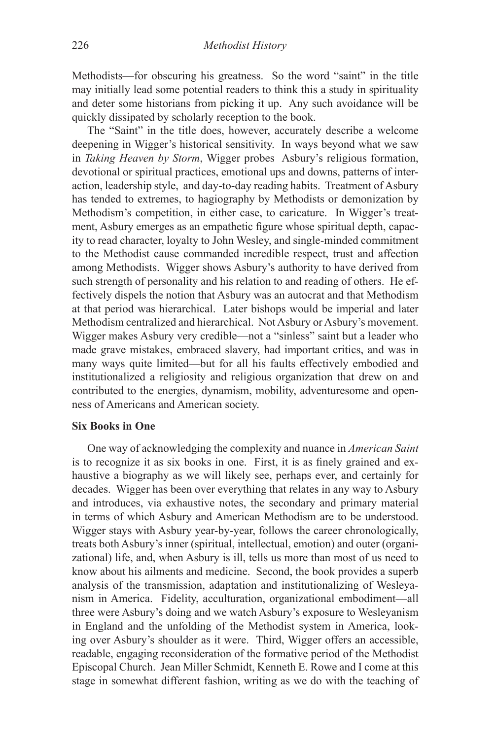Methodists—for obscuring his greatness. So the word "saint" in the title may initially lead some potential readers to think this a study in spirituality and deter some historians from picking it up. Any such avoidance will be quickly dissipated by scholarly reception to the book.

The "Saint" in the title does, however, accurately describe a welcome deepening in Wigger's historical sensitivity. In ways beyond what we saw in *Taking Heaven by Storm*, Wigger probes Asbury's religious formation, devotional or spiritual practices, emotional ups and downs, patterns of interaction, leadership style, and day-to-day reading habits. Treatment of Asbury has tended to extremes, to hagiography by Methodists or demonization by Methodism's competition, in either case, to caricature. In Wigger's treatment, Asbury emerges as an empathetic figure whose spiritual depth, capacity to read character, loyalty to John Wesley, and single-minded commitment to the Methodist cause commanded incredible respect, trust and affection among Methodists. Wigger shows Asbury's authority to have derived from such strength of personality and his relation to and reading of others. He effectively dispels the notion that Asbury was an autocrat and that Methodism at that period was hierarchical. Later bishops would be imperial and later Methodism centralized and hierarchical. Not Asbury or Asbury's movement. Wigger makes Asbury very credible—not a "sinless" saint but a leader who made grave mistakes, embraced slavery, had important critics, and was in many ways quite limited—but for all his faults effectively embodied and institutionalized a religiosity and religious organization that drew on and contributed to the energies, dynamism, mobility, adventuresome and openness of Americans and American society.

**Six Books in One**

One way of acknowledging the complexity and nuance in *American Saint* is to recognize it as six books in one. First, it is as finely grained and exhaustive a biography as we will likely see, perhaps ever, and certainly for decades. Wigger has been over everything that relates in any way to Asbury and introduces, via exhaustive notes, the secondary and primary material in terms of which Asbury and American Methodism are to be understood. Wigger stays with Asbury year-by-year, follows the career chronologically, treats both Asbury's inner (spiritual, intellectual, emotion) and outer (organizational) life, and, when Asbury is ill, tells us more than most of us need to know about his ailments and medicine. Second, the book provides a superb analysis of the transmission, adaptation and institutionalizing of Wesleyanism in America. Fidelity, acculturation, organizational embodiment—all three were Asbury's doing and we watch Asbury's exposure to Wesleyanism in England and the unfolding of the Methodist system in America, looking over Asbury's shoulder as it were. Third, Wigger offers an accessible, readable, engaging reconsideration of the formative period of the Methodist Episcopal Church. Jean Miller Schmidt, Kenneth E. Rowe and I come at this stage in somewhat different fashion, writing as we do with the teaching of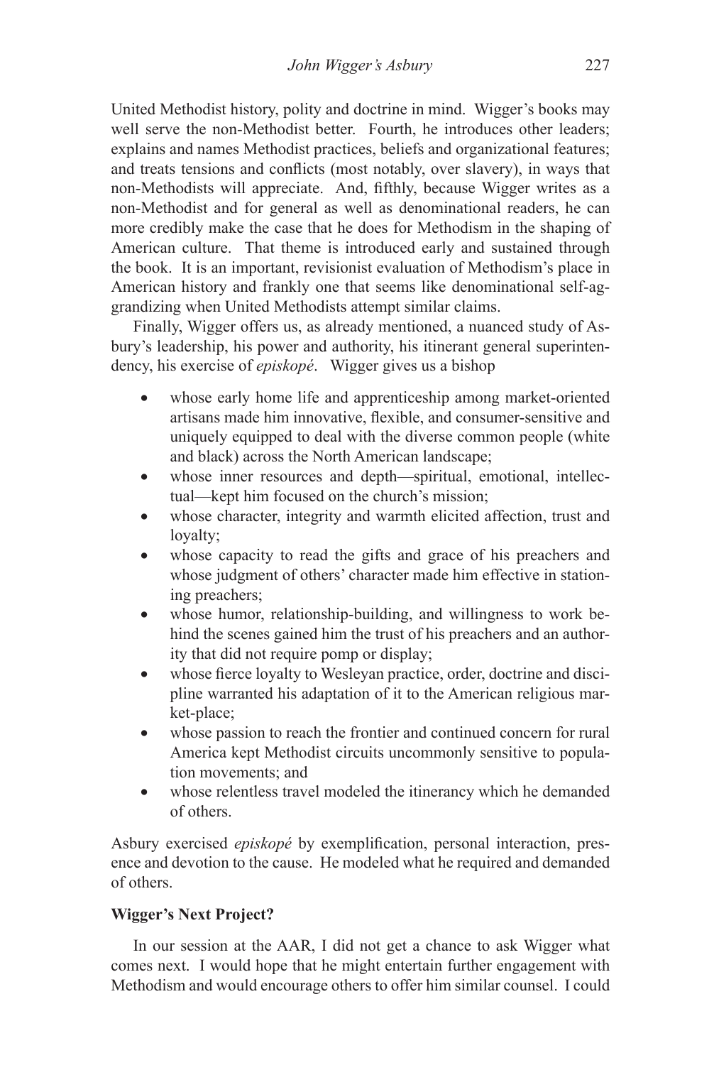United Methodist history, polity and doctrine in mind. Wigger's books may well serve the non-Methodist better. Fourth, he introduces other leaders; explains and names Methodist practices, beliefs and organizational features; and treats tensions and conflicts (most notably, over slavery), in ways that non-Methodists will appreciate. And, fifthly, because Wigger writes as a non-Methodist and for general as well as denominational readers, he can more credibly make the case that he does for Methodism in the shaping of American culture. That theme is introduced early and sustained through the book. It is an important, revisionist evaluation of Methodism's place in American history and frankly one that seems like denominational self-aggrandizing when United Methodists attempt similar claims.

Finally, Wigger offers us, as already mentioned, a nuanced study of Asbury's leadership, his power and authority, his itinerant general superintendency, his exercise of *episkopé*. Wigger gives us a bishop

- whose early home life and apprenticeship among market-oriented artisans made him innovative, flexible, and consumer-sensitive and uniquely equipped to deal with the diverse common people (white and black) across the North American landscape;
- whose inner resources and depth—spiritual, emotional, intellectual—kept him focused on the church's mission;
- whose character, integrity and warmth elicited affection, trust and loyalty;
- whose capacity to read the gifts and grace of his preachers and whose judgment of others' character made him effective in stationing preachers;
- whose humor, relationship-building, and willingness to work behind the scenes gained him the trust of his preachers and an authority that did not require pomp or display;
- whose fierce loyalty to Wesleyan practice, order, doctrine and discipline warranted his adaptation of it to the American religious market-place;
- whose passion to reach the frontier and continued concern for rural America kept Methodist circuits uncommonly sensitive to population movements; and
- whose relentless travel modeled the itinerancy which he demanded of others.

Asbury exercised *episkopé* by exemplification, personal interaction, presence and devotion to the cause. He modeled what he required and demanded of others.

**Wigger's Next Project?**

In our session at the AAR, I did not get a chance to ask Wigger what comes next. I would hope that he might entertain further engagement with Methodism and would encourage others to offer him similar counsel. I could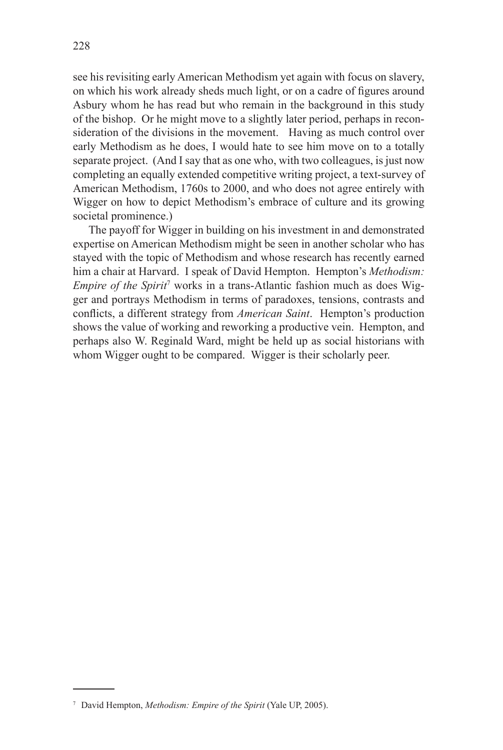see his revisiting early American Methodism yet again with focus on slavery, on which his work already sheds much light, or on a cadre of figures around Asbury whom he has read but who remain in the background in this study of the bishop. Or he might move to a slightly later period, perhaps in reconsideration of the divisions in the movement. Having as much control over early Methodism as he does, I would hate to see him move on to a totally separate project. (And I say that as one who, with two colleagues, is just now completing an equally extended competitive writing project, a text-survey of American Methodism, 1760s to 2000, and who does not agree entirely with Wigger on how to depict Methodism's embrace of culture and its growing societal prominence.)

The payoff for Wigger in building on his investment in and demonstrated expertise on American Methodism might be seen in another scholar who has stayed with the topic of Methodism and whose research has recently earned him a chair at Harvard. I speak of David Hempton. Hempton's *Methodism: Empire of the Spirit*[7] works in a trans-Atlantic fashion much as does Wigger and portrays Methodism in terms of paradoxes, tensions, contrasts and conflicts, a different strategy from *American Saint*. Hempton's production shows the value of working and reworking a productive vein. Hempton, and perhaps also W. Reginald Ward, might be held up as social historians with whom Wigger ought to be compared. Wigger is their scholarly peer.

---

[7] David Hempton, *Methodism: Empire of the Spirit* (Yale UP, 2005).